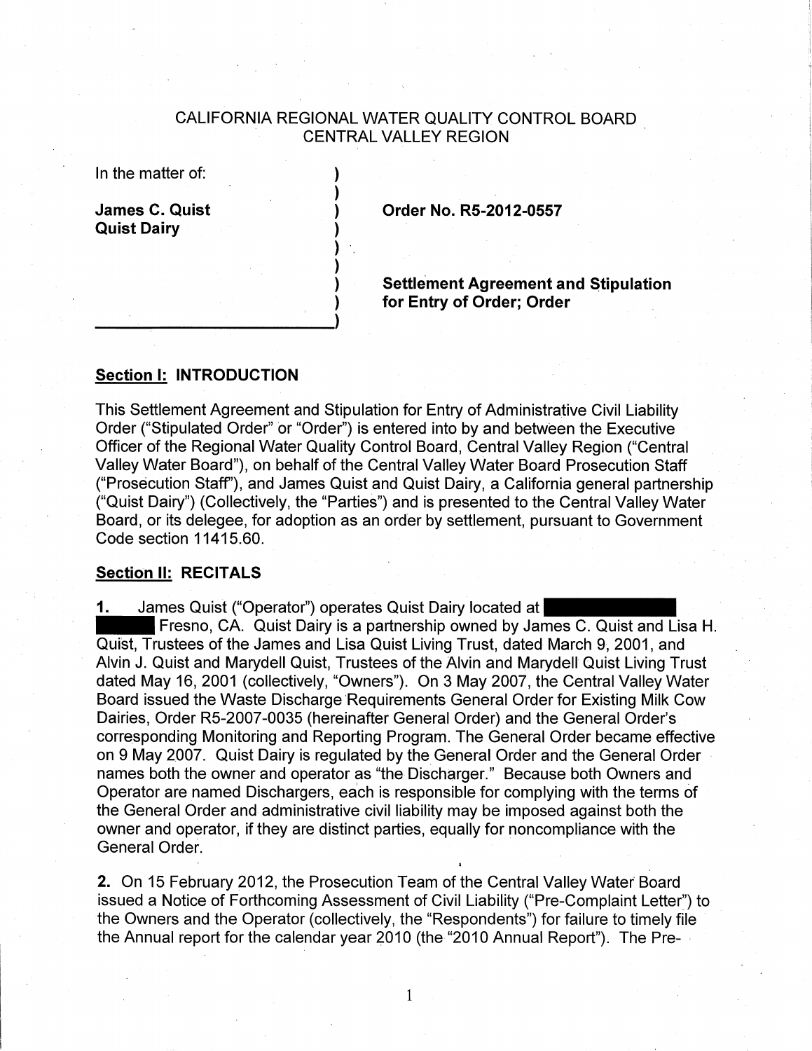CALIFORNIA REGIONAL WATER QUALITY CONTROL BOARD
CENTRAL VALLEY REGION

| In the matter of: | |
|---|---|
| **James C. Quist** | **Order No. R5-2012-0557** |
| **Quist Dairy** | |
| | **Settlement Agreement and Stipulation for Entry of Order; Order** |

## Section I: INTRODUCTION

This Settlement Agreement and Stipulation for Entry of Administrative Civil Liability Order ("Stipulated Order" or "Order") is entered into by and between the Executive Officer of the Regional Water Quality Control Board, Central Valley Region ("Central Valley Water Board"), on behalf of the Central Valley Water Board Prosecution Staff ("Prosecution Staff"), and James Quist and Quist Dairy, a California general partnership ("Quist Dairy") (Collectively, the "Parties") and is presented to the Central Valley Water Board, or its delegee, for adoption as an order by settlement, pursuant to Government Code section 11415.60.

## Section II: RECITALS

**1.** James Quist ("Operator") operates Quist Dairy located at [REDACTED] Fresno, CA. Quist Dairy is a partnership owned by James C. Quist and Lisa H. Quist, Trustees of the James and Lisa Quist Living Trust, dated March 9, 2001, and Alvin J. Quist and Marydell Quist, Trustees of the Alvin and Marydell Quist Living Trust dated May 16, 2001 (collectively, "Owners"). On 3 May 2007, the Central Valley Water Board issued the Waste Discharge Requirements General Order for Existing Milk Cow Dairies, Order R5-2007-0035 (hereinafter General Order) and the General Order's corresponding Monitoring and Reporting Program. The General Order became effective on 9 May 2007. Quist Dairy is regulated by the General Order and the General Order names both the owner and operator as "the Discharger." Because both Owners and Operator are named Dischargers, each is responsible for complying with the terms of the General Order and administrative civil liability may be imposed against both the owner and operator, if they are distinct parties, equally for noncompliance with the General Order.

**2.** On 15 February 2012, the Prosecution Team of the Central Valley Water Board issued a Notice of Forthcoming Assessment of Civil Liability ("Pre-Complaint Letter") to the Owners and the Operator (collectively, the "Respondents") for failure to timely file the Annual report for the calendar year 2010 (the "2010 Annual Report"). The Pre-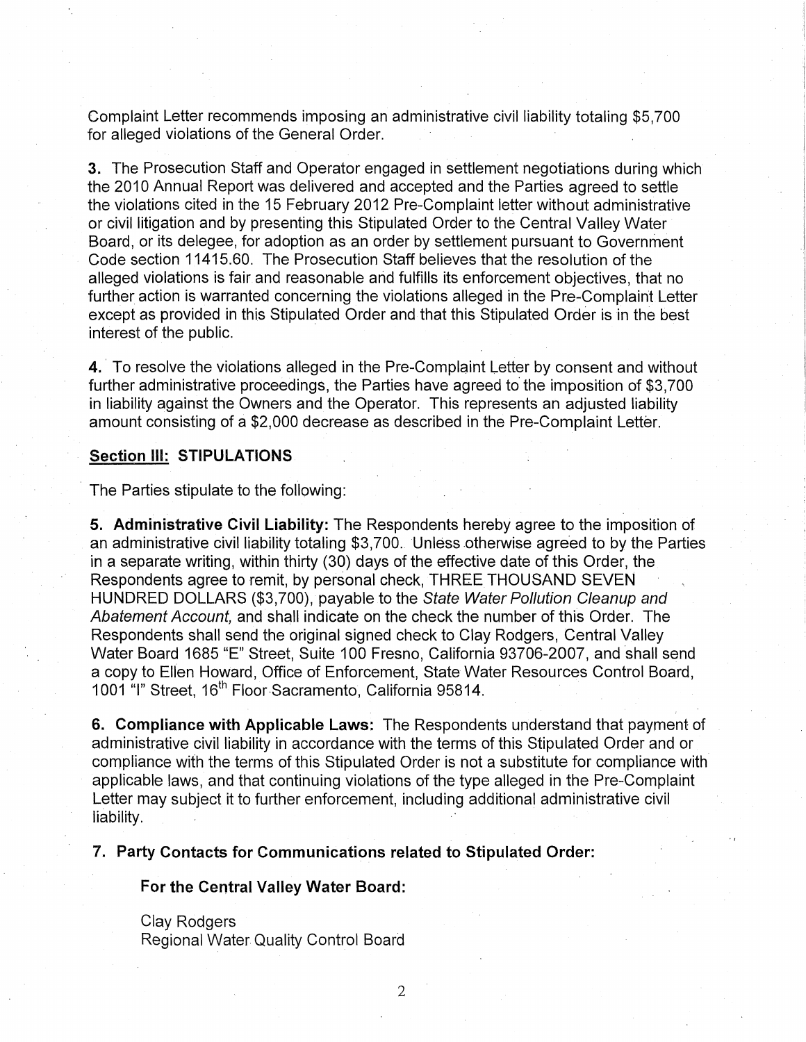Complaint Letter recommends imposing an administrative civil liability totaling $5,700 for alleged violations of the General Order.

**3.** The Prosecution Staff and Operator engaged in settlement negotiations during which the 2010 Annual Report was delivered and accepted and the Parties agreed to settle the violations cited in the 15 February 2012 Pre-Complaint letter without administrative or civil litigation and by presenting this Stipulated Order to the Central Valley Water Board, or its delegee, for adoption as an order by settlement pursuant to Government Code section 11415.60. The Prosecution Staff believes that the resolution of the alleged violations is fair and reasonable and fulfills its enforcement objectives, that no further action is warranted concerning the violations alleged in the Pre-Complaint Letter except as provided in this Stipulated Order and that this Stipulated Order is in the best interest of the public.

**4.** To resolve the violations alleged in the Pre-Complaint Letter by consent and without further administrative proceedings, the Parties have agreed to the imposition of $3,700 in liability against the Owners and the Operator. This represents an adjusted liability amount consisting of a $2,000 decrease as described in the Pre-Complaint Letter.

## Section III: STIPULATIONS

The Parties stipulate to the following:

**5. Administrative Civil Liability:** The Respondents hereby agree to the imposition of an administrative civil liability totaling $3,700. Unless otherwise agreed to by the Parties in a separate writing, within thirty (30) days of the effective date of this Order, the Respondents agree to remit, by personal check, THREE THOUSAND SEVEN HUNDRED DOLLARS ($3,700), payable to the *State Water Pollution Cleanup and Abatement Account,* and shall indicate on the check the number of this Order. The Respondents shall send the original signed check to Clay Rodgers, Central Valley Water Board 1685 "E" Street, Suite 100 Fresno, California 93706-2007, and shall send a copy to Ellen Howard, Office of Enforcement, State Water Resources Control Board, 1001 "I" Street, 16th Floor Sacramento, California 95814.

**6. Compliance with Applicable Laws:** The Respondents understand that payment of administrative civil liability in accordance with the terms of this Stipulated Order and or compliance with the terms of this Stipulated Order is not a substitute for compliance with applicable laws, and that continuing violations of the type alleged in the Pre-Complaint Letter may subject it to further enforcement, including additional administrative civil liability.

**7. Party Contacts for Communications related to Stipulated Order:**

**For the Central Valley Water Board:**

Clay Rodgers
Regional Water Quality Control Board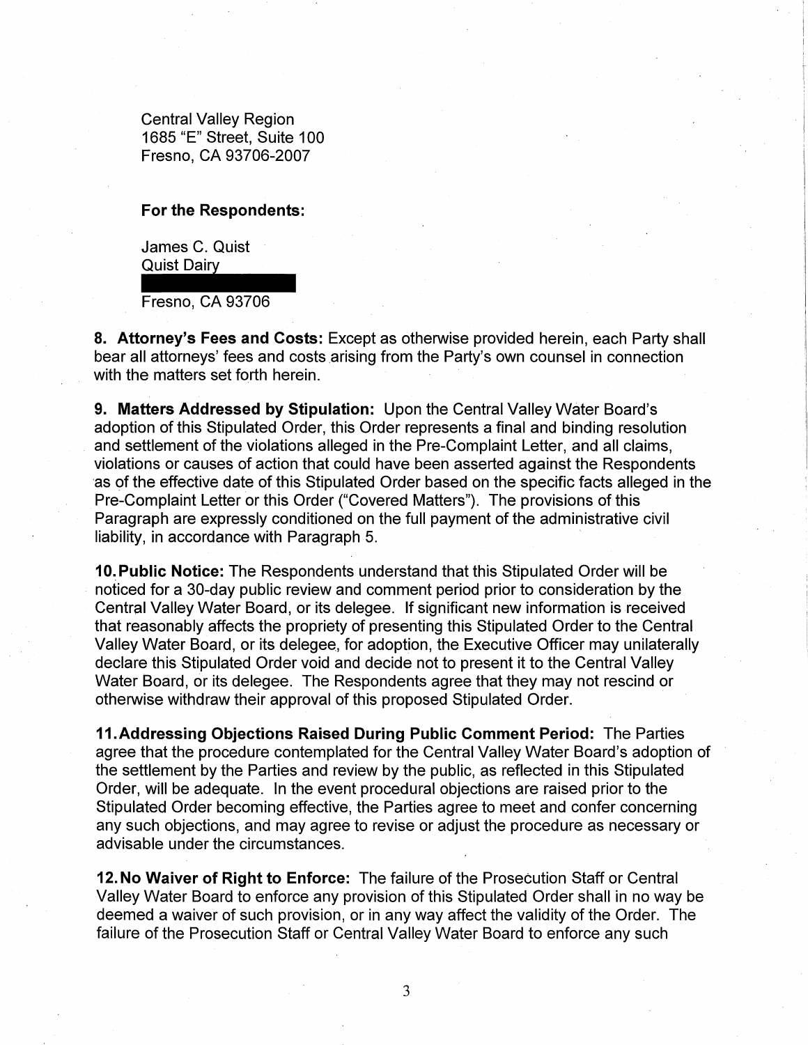Central Valley Region
1685 "E" Street, Suite 100
Fresno, CA 93706-2007

**For the Respondents:**

James C. Quist
Quist Dairy

Fresno, CA 93706

**8. Attorney's Fees and Costs:** Except as otherwise provided herein, each Party shall bear all attorneys' fees and costs arising from the Party's own counsel in connection with the matters set forth herein.

**9. Matters Addressed by Stipulation:** Upon the Central Valley Water Board's adoption of this Stipulated Order, this Order represents a final and binding resolution and settlement of the violations alleged in the Pre-Complaint Letter, and all claims, violations or causes of action that could have been asserted against the Respondents as of the effective date of this Stipulated Order based on the specific facts alleged in the Pre-Complaint Letter or this Order ("Covered Matters"). The provisions of this Paragraph are expressly conditioned on the full payment of the administrative civil liability, in accordance with Paragraph 5.

**10. Public Notice:** The Respondents understand that this Stipulated Order will be noticed for a 30-day public review and comment period prior to consideration by the Central Valley Water Board, or its delegee. If significant new information is received that reasonably affects the propriety of presenting this Stipulated Order to the Central Valley Water Board, or its delegee, for adoption, the Executive Officer may unilaterally declare this Stipulated Order void and decide not to present it to the Central Valley Water Board, or its delegee. The Respondents agree that they may not rescind or otherwise withdraw their approval of this proposed Stipulated Order.

**11. Addressing Objections Raised During Public Comment Period:** The Parties agree that the procedure contemplated for the Central Valley Water Board's adoption of the settlement by the Parties and review by the public, as reflected in this Stipulated Order, will be adequate. In the event procedural objections are raised prior to the Stipulated Order becoming effective, the Parties agree to meet and confer concerning any such objections, and may agree to revise or adjust the procedure as necessary or advisable under the circumstances.

**12. No Waiver of Right to Enforce:** The failure of the Prosecution Staff or Central Valley Water Board to enforce any provision of this Stipulated Order shall in no way be deemed a waiver of such provision, or in any way affect the validity of the Order. The failure of the Prosecution Staff or Central Valley Water Board to enforce any such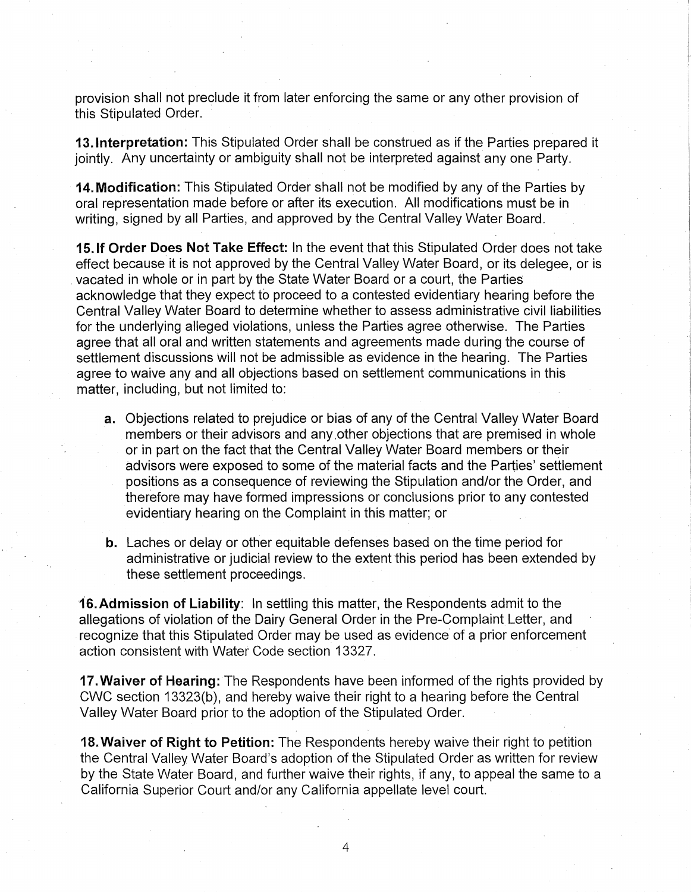provision shall not preclude it from later enforcing the same or any other provision of this Stipulated Order.

**13. Interpretation:** This Stipulated Order shall be construed as if the Parties prepared it jointly. Any uncertainty or ambiguity shall not be interpreted against any one Party.

**14. Modification:** This Stipulated Order shall not be modified by any of the Parties by oral representation made before or after its execution. All modifications must be in writing, signed by all Parties, and approved by the Central Valley Water Board.

**15. If Order Does Not Take Effect:** In the event that this Stipulated Order does not take effect because it is not approved by the Central Valley Water Board, or its delegee, or is vacated in whole or in part by the State Water Board or a court, the Parties acknowledge that they expect to proceed to a contested evidentiary hearing before the Central Valley Water Board to determine whether to assess administrative civil liabilities for the underlying alleged violations, unless the Parties agree otherwise. The Parties agree that all oral and written statements and agreements made during the course of settlement discussions will not be admissible as evidence in the hearing. The Parties agree to waive any and all objections based on settlement communications in this matter, including, but not limited to:

- **a.** Objections related to prejudice or bias of any of the Central Valley Water Board members or their advisors and any other objections that are premised in whole or in part on the fact that the Central Valley Water Board members or their advisors were exposed to some of the material facts and the Parties' settlement positions as a consequence of reviewing the Stipulation and/or the Order, and therefore may have formed impressions or conclusions prior to any contested evidentiary hearing on the Complaint in this matter; or

- **b.** Laches or delay or other equitable defenses based on the time period for administrative or judicial review to the extent this period has been extended by these settlement proceedings.

**16. Admission of Liability**: In settling this matter, the Respondents admit to the allegations of violation of the Dairy General Order in the Pre-Complaint Letter, and recognize that this Stipulated Order may be used as evidence of a prior enforcement action consistent with Water Code section 13327.

**17. Waiver of Hearing:** The Respondents have been informed of the rights provided by CWC section 13323(b), and hereby waive their right to a hearing before the Central Valley Water Board prior to the adoption of the Stipulated Order.

**18. Waiver of Right to Petition:** The Respondents hereby waive their right to petition the Central Valley Water Board's adoption of the Stipulated Order as written for review by the State Water Board, and further waive their rights, if any, to appeal the same to a California Superior Court and/or any California appellate level court.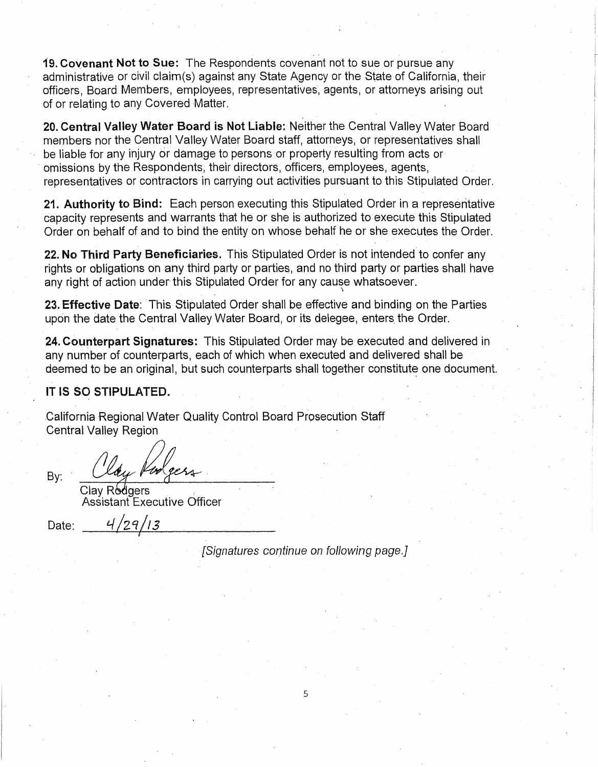**19. Covenant Not to Sue:** The Respondents covenant not to sue or pursue any administrative or civil claim(s) against any State Agency or the State of California, their officers, Board Members, employees, representatives, agents, or attorneys arising out of or relating to any Covered Matter.

**20. Central Valley Water Board is Not Liable:** Neither the Central Valley Water Board members nor the Central Valley Water Board staff, attorneys, or representatives shall be liable for any injury or damage to persons or property resulting from acts or omissions by the Respondents, their directors, officers, employees, agents, representatives or contractors in carrying out activities pursuant to this Stipulated Order.

**21. Authority to Bind:** Each person executing this Stipulated Order in a representative capacity represents and warrants that he or she is authorized to execute this Stipulated Order on behalf of and to bind the entity on whose behalf he or she executes the Order.

**22. No Third Party Beneficiaries.** This Stipulated Order is not intended to confer any rights or obligations on any third party or parties, and no third party or parties shall have any right of action under this Stipulated Order for any cause whatsoever.

**23. Effective Date:** This Stipulated Order shall be effective and binding on the Parties upon the date the Central Valley Water Board, or its delegee, enters the Order.

**24. Counterpart Signatures:** This Stipulated Order may be executed and delivered in any number of counterparts, each of which when executed and delivered shall be deemed to be an original, but such counterparts shall together constitute one document.

**IT IS SO STIPULATED.**

California Regional Water Quality Control Board Prosecution Staff
Central Valley Region

By: *Clay Rodgers*
Clay Rodgers
Assistant Executive Officer

Date: 4/29/13

*[Signatures continue on following page.]*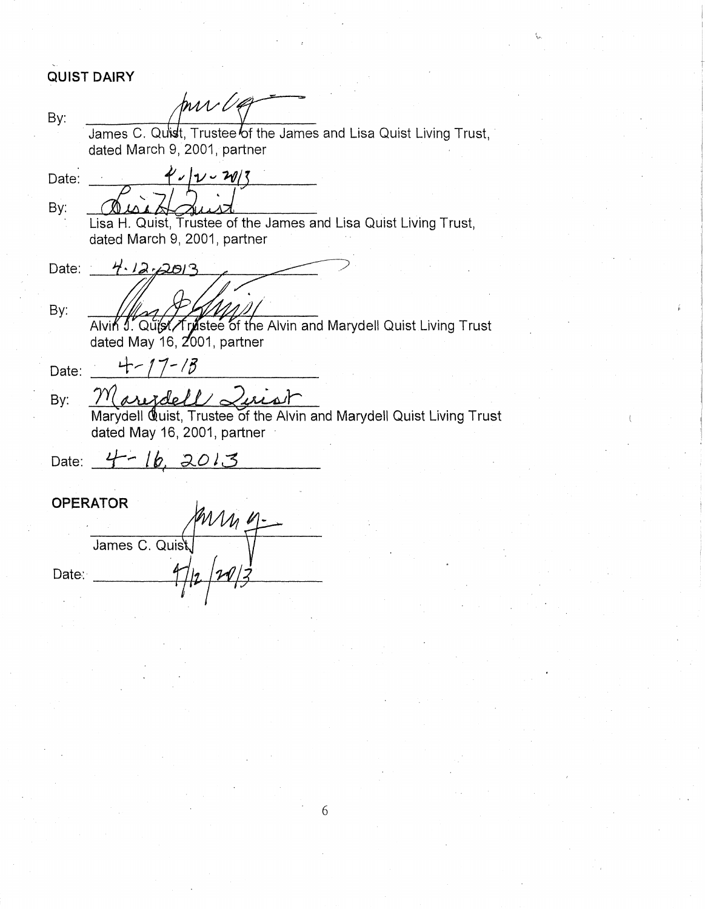**QUIST DAIRY**

By: ______________________________
James C. Quist, Trustee of the James and Lisa Quist Living Trust, dated March 9, 2001, partner

Date: 4-12-2013

By: ______________________________
Lisa H. Quist, Trustee of the James and Lisa Quist Living Trust, dated March 9, 2001, partner

Date: 4.12.2013

By: ______________________________
Alvin J. Quist, Trustee of the Alvin and Marydell Quist Living Trust dated May 16, 2001, partner

Date: 4-17-13

By: ______________________________
Marydell Quist, Trustee of the Alvin and Marydell Quist Living Trust dated May 16, 2001, partner

Date: 4-16, 2013

**OPERATOR**

______________________________
James C. Quist

Date: 4/12/2013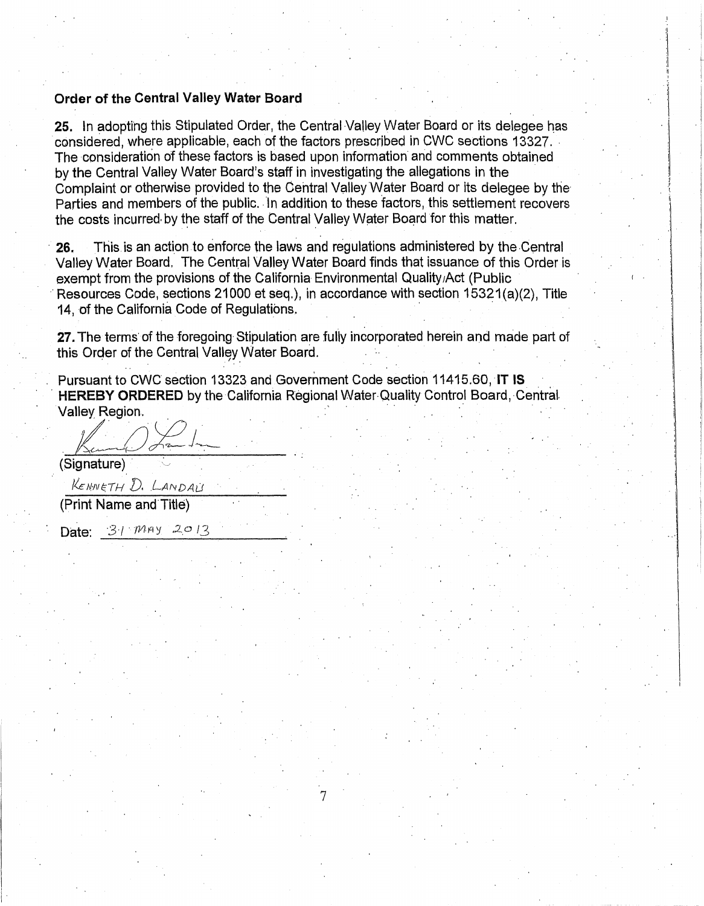## Order of the Central Valley Water Board

**25.** In adopting this Stipulated Order, the Central Valley Water Board or its delegee has considered, where applicable, each of the factors prescribed in CWC sections 13327. The consideration of these factors is based upon information and comments obtained by the Central Valley Water Board's staff in investigating the allegations in the Complaint or otherwise provided to the Central Valley Water Board or its delegee by the Parties and members of the public. In addition to these factors, this settlement recovers the costs incurred by the staff of the Central Valley Water Board for this matter.

**26.** This is an action to enforce the laws and regulations administered by the Central Valley Water Board. The Central Valley Water Board finds that issuance of this Order is exempt from the provisions of the California Environmental Quality Act (Public Resources Code, sections 21000 et seq.), in accordance with section 15321(a)(2), Title 14, of the California Code of Regulations.

**27.** The terms of the foregoing Stipulation are fully incorporated herein and made part of this Order of the Central Valley Water Board.

Pursuant to CWC section 13323 and Government Code section 11415.60, **IT IS HEREBY ORDERED** by the California Regional Water Quality Control Board, Central Valley Region.

_______________________________
(Signature)

KENNETH D. LANDAU
(Print Name and Title)

Date: 31 MAY 2013